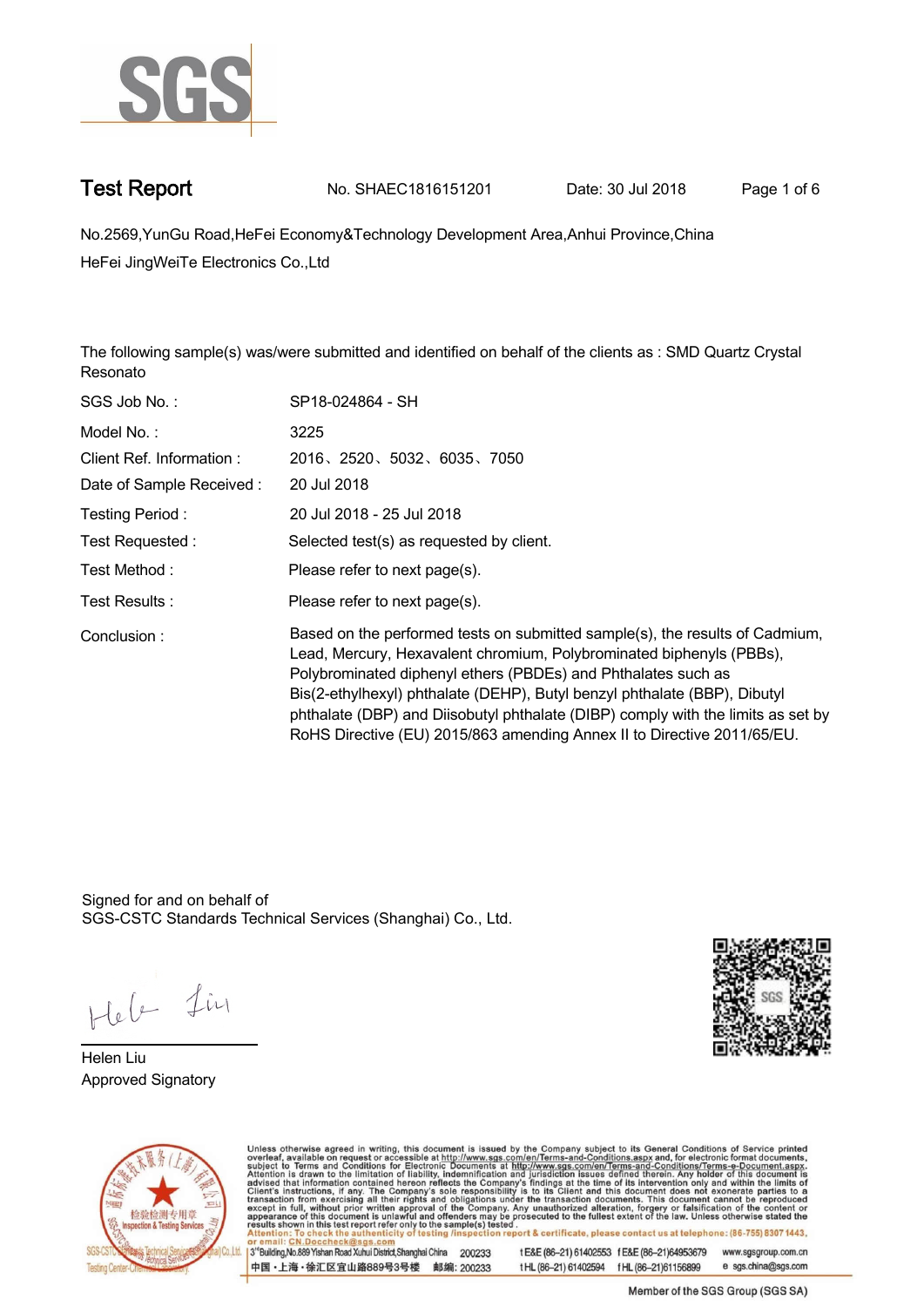# Test Report

No. SHAEC1816151201 Date: 30 Jul 2018

No.2569,YunGu Road,HeFei Economy&Technology Development Area,Anhui Province,China

HeFei JingWeiTe Electronics Co.,Ltd

The following sample(s) was/were submitted and identified on behalf of the clients as : SMD Quartz Crystal Resonato

| | |
|---|---|
| SGS Job No. : | SP18-024864 - SH |
| Model No. : | 3225 |
| Client Ref. Information : | 2016、2520、5032、6035、7050 |
| Date of Sample Received : | 20 Jul 2018 |
| Testing Period : | 20 Jul 2018 - 25 Jul 2018 |
| Test Requested : | Selected test(s) as requested by client. |
| Test Method : | Please refer to next page(s). |
| Test Results : | Please refer to next page(s). |
| Conclusion : | Based on the performed tests on submitted sample(s), the results of Cadmium, Lead, Mercury, Hexavalent chromium, Polybrominated biphenyls (PBBs), Polybrominated diphenyl ethers (PBDEs) and Phthalates such as Bis(2-ethylhexyl) phthalate (DEHP), Butyl benzyl phthalate (BBP), Dibutyl phthalate (DBP) and Diisobutyl phthalate (DIBP) comply with the limits as set by RoHS Directive (EU) 2015/863 amending Annex II to Directive 2011/65/EU. |

Signed for and on behalf of
SGS-CSTC Standards Technical Services (Shanghai) Co., Ltd.

Helen Liu
Approved Signatory

Unless otherwise agreed in writing, this document is issued by the Company subject to its General Conditions of Service printed overleaf, available on request or accessible at http://www.sgs.com/en/Terms-and-Conditions.aspx and, for electronic format documents, subject to Terms and Conditions for Electronic Documents at http://www.sgs.com/en/Terms-and-Conditions/Terms-e-Document.aspx. Attention is drawn to the limitation of liability, indemnification and jurisdiction issues defined therein. Any holder of this document is advised that information contained hereon reflects the Company's findings at the time of its intervention only and within the limits of Client's instructions, if any. The Company's sole responsibility is to its Client and this document does not exonerate parties to a transaction from exercising all their rights and obligations under the transaction documents. This document cannot be reproduced except in full, without prior written approval of the Company. Any unauthorized alteration, forgery or falsification of the content or appearance of this document is unlawful and offenders may be prosecuted to the fullest extent of the law. Unless otherwise stated the results shown in this test report refer only to the sample(s) tested.
Attention: To check the authenticity of testing /inspection report & certificate, please contact us at telephone: (86-755) 8307 1443, or email: CN.Doccheck@sgs.com

3rd Building,No.889 Yishan Road Xuhui District,Shanghai China 200233 t E&E (86-21) 61402553 f E&E (86-21)64953679 www.sgsgroup.com.cn
中国・上海・徐汇区宜山路889号3号楼 邮编: 200233 t HL (86-21) 61402594 f HL (86-21)61156899 e sgs.china@sgs.com

Member of the SGS Group (SGS SA)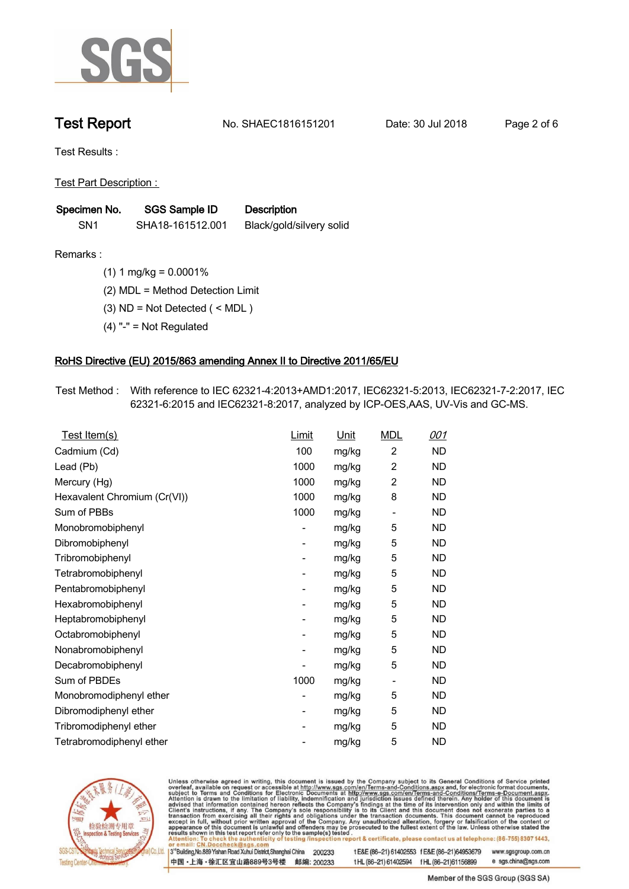# Test Report

No. SHAEC1816151201 Date: 30 Jul 2018

Test Results :

Test Part Description :

| Specimen No. | SGS Sample ID | Description |
|---|---|---|
| SN1 | SHA18-161512.001 | Black/gold/silvery solid |

Remarks :

(1) 1 mg/kg = 0.0001%

(2) MDL = Method Detection Limit

(3) ND = Not Detected ( < MDL )

(4) "-" = Not Regulated

## RoHS Directive (EU) 2015/863 amending Annex II to Directive 2011/65/EU

Test Method : With reference to IEC 62321-4:2013+AMD1:2017, IEC62321-5:2013, IEC62321-7-2:2017, IEC 62321-6:2015 and IEC62321-8:2017, analyzed by ICP-OES,AAS, UV-Vis and GC-MS.

| Test Item(s) | Limit | Unit | MDL | 001 |
|---|---|---|---|---|
| Cadmium (Cd) | 100 | mg/kg | 2 | ND |
| Lead (Pb) | 1000 | mg/kg | 2 | ND |
| Mercury (Hg) | 1000 | mg/kg | 2 | ND |
| Hexavalent Chromium (Cr(VI)) | 1000 | mg/kg | 8 | ND |
| Sum of PBBs | 1000 | mg/kg | - | ND |
| Monobromobiphenyl | - | mg/kg | 5 | ND |
| Dibromobiphenyl | - | mg/kg | 5 | ND |
| Tribromobiphenyl | - | mg/kg | 5 | ND |
| Tetrabromobiphenyl | - | mg/kg | 5 | ND |
| Pentabromobiphenyl | - | mg/kg | 5 | ND |
| Hexabromobiphenyl | - | mg/kg | 5 | ND |
| Heptabromobiphenyl | - | mg/kg | 5 | ND |
| Octabromobiphenyl | - | mg/kg | 5 | ND |
| Nonabromobiphenyl | - | mg/kg | 5 | ND |
| Decabromobiphenyl | - | mg/kg | 5 | ND |
| Sum of PBDEs | 1000 | mg/kg | - | ND |
| Monobromodiphenyl ether | - | mg/kg | 5 | ND |
| Dibromodiphenyl ether | - | mg/kg | 5 | ND |
| Tribromodiphenyl ether | - | mg/kg | 5 | ND |
| Tetrabromodiphenyl ether | - | mg/kg | 5 | ND |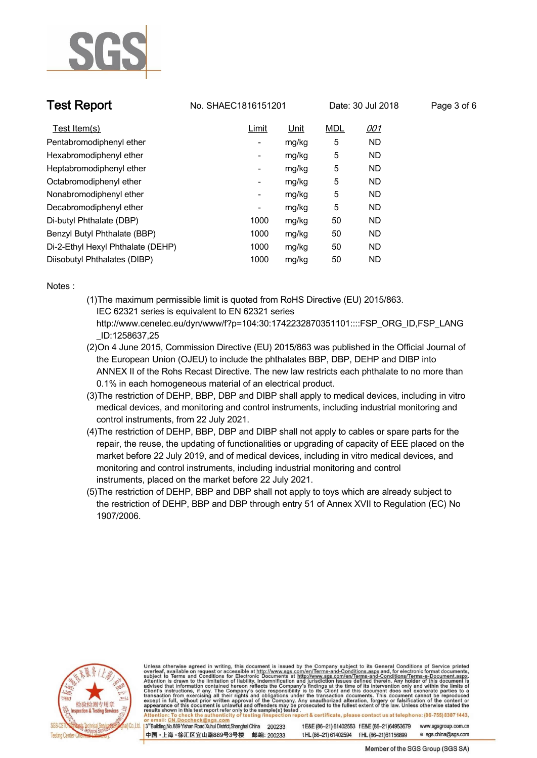| Test Item(s) | Limit | Unit | MDL | 001 |
|---|---|---|---|---|
| Pentabromodiphenyl ether | - | mg/kg | 5 | ND |
| Hexabromodiphenyl ether | - | mg/kg | 5 | ND |
| Heptabromodiphenyl ether | - | mg/kg | 5 | ND |
| Octabromodiphenyl ether | - | mg/kg | 5 | ND |
| Nonabromodiphenyl ether | - | mg/kg | 5 | ND |
| Decabromodiphenyl ether | - | mg/kg | 5 | ND |
| Di-butyl Phthalate (DBP) | 1000 | mg/kg | 50 | ND |
| Benzyl Butyl Phthalate (BBP) | 1000 | mg/kg | 50 | ND |
| Di-2-Ethyl Hexyl Phthalate (DEHP) | 1000 | mg/kg | 50 | ND |
| Diisobutyl Phthalates (DIBP) | 1000 | mg/kg | 50 | ND |

Notes :

(1)The maximum permissible limit is quoted from RoHS Directive (EU) 2015/863.
IEC 62321 series is equivalent to EN 62321 series
http://www.cenelec.eu/dyn/www/f?p=104:30:1742232870351101::::FSP_ORG_ID,FSP_LANG_ID:1258637,25

(2)On 4 June 2015, Commission Directive (EU) 2015/863 was published in the Official Journal of the European Union (OJEU) to include the phthalates BBP, DBP, DEHP and DIBP into ANNEX II of the Rohs Recast Directive. The new law restricts each phthalate to no more than 0.1% in each homogeneous material of an electrical product.

(3)The restriction of DEHP, BBP, DBP and DIBP shall apply to medical devices, including in vitro medical devices, and monitoring and control instruments, including industrial monitoring and control instruments, from 22 July 2021.

(4)The restriction of DEHP, BBP, DBP and DIBP shall not apply to cables or spare parts for the repair, the reuse, the updating of functionalities or upgrading of capacity of EEE placed on the market before 22 July 2019, and of medical devices, including in vitro medical devices, and monitoring and control instruments, including industrial monitoring and control instruments, placed on the market before 22 July 2021.

(5)The restriction of DEHP, BBP and DBP shall not apply to toys which are already subject to the restriction of DEHP, BBP and DBP through entry 51 of Annex XVII to Regulation (EC) No 1907/2006.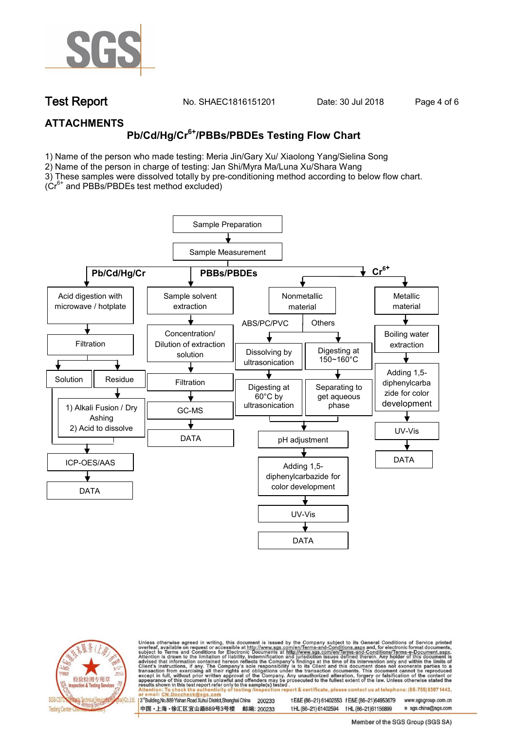## ATTACHMENTS

### Pb/Cd/Hg/$Cr^{6+}$/PBBs/PBDEs Testing Flow Chart

1) Name of the person who made testing: Meria Jin/Gary Xu/ Xiaolong Yang/Sielina Song
2) Name of the person in charge of testing: Jan Shi/Myra Ma/Luna Xu/Shara Wang
3) These samples were dissolved totally by pre-conditioning method according to below flow chart. ($Cr^{6+}$ and PBBs/PBDEs test method excluded)

Sample Preparation → Sample Measurement

**Pb/Cd/Hg/Cr**
- Acid digestion with microwave / hotplate
- Filtration
- Solution / Residue
  - Residue → 1) Alkali Fusion / Dry Ashing 2) Acid to dissolve
- ICP-OES/AAS
- DATA

**PBBs/PBDEs**
- Sample solvent extraction
- Concentration/ Dilution of extraction solution
- Filtration
- GC-MS
- DATA

**$Cr^{6+}$**
- Nonmetallic material
  - ABS/PC/PVC: Dissolving by ultrasonication → Digesting at 60°C by ultrasonication
  - Others: Digesting at 150~160°C → Separating to get aqueous phase
  - pH adjustment
  - Adding 1,5-diphenylcarbazide for color development
  - UV-Vis
  - DATA
- Metallic material
  - Boiling water extraction
  - Adding 1,5-diphenylcarbazide for color development
  - UV-Vis
  - DATA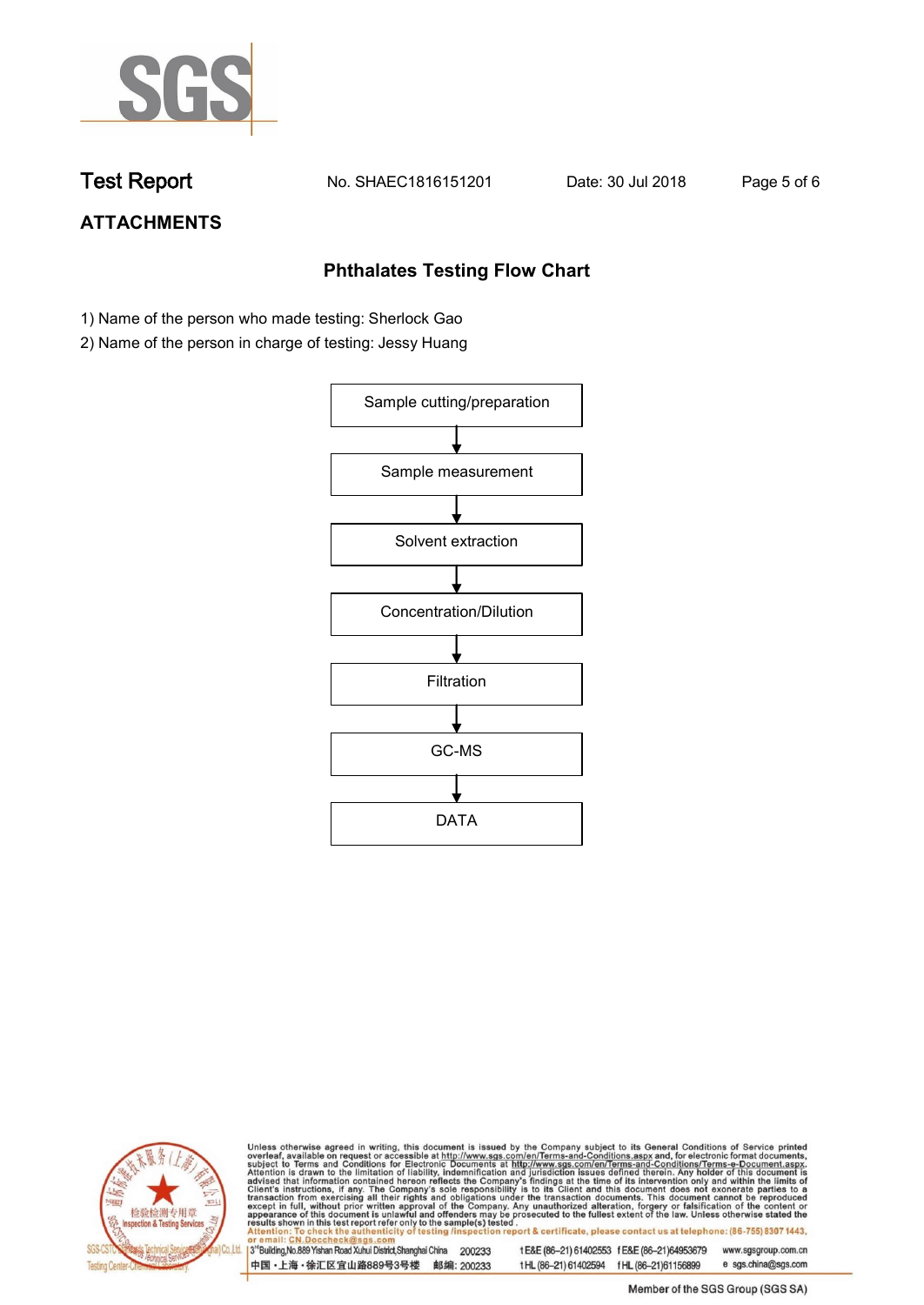## ATTACHMENTS

### Phthalates Testing Flow Chart

1) Name of the person who made testing: Sherlock Gao
2) Name of the person in charge of testing: Jessy Huang

Sample cutting/preparation
↓
Sample measurement
↓
Solvent extraction
↓
Concentration/Dilution
↓
Filtration
↓
GC-MS
↓
DATA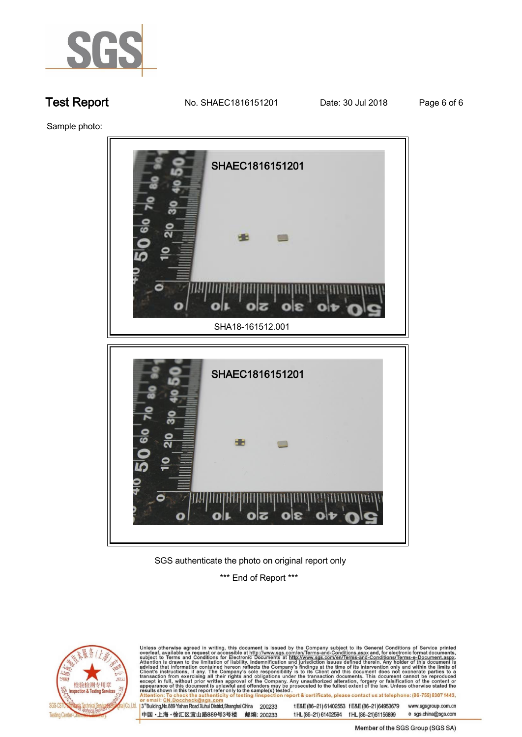Sample photo:

SHA18-161512.001

SGS authenticate the photo on original report only

\*\*\* End of Report \*\*\*